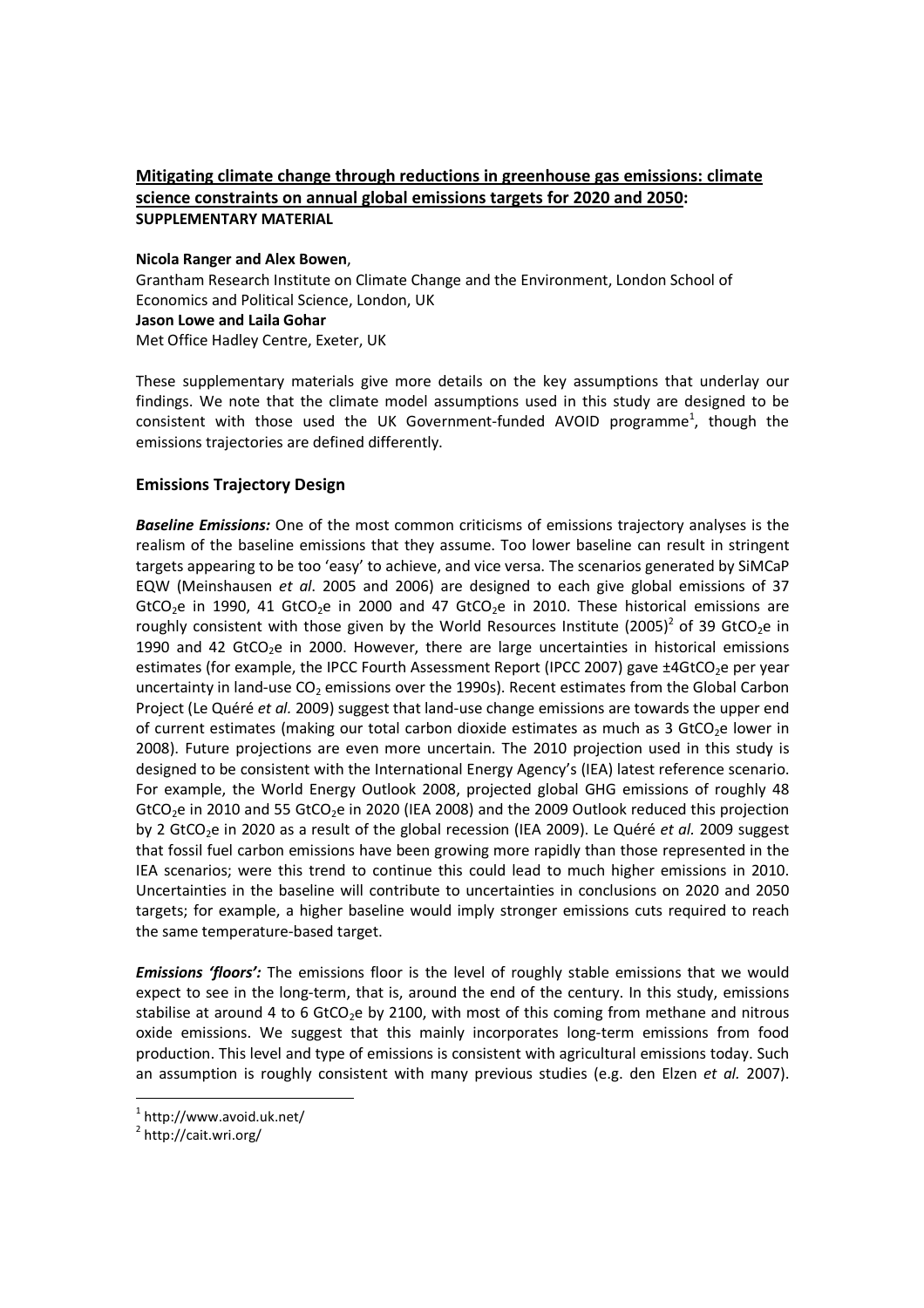# Mitigating climate change through reductions in greenhouse gas emissions: climate science constraints on annual global emissions targets for 2020 and 2050: SUPPLEMENTARY MATERIAL

**Nicola Ranger and Alex Bowen**,
Grantham Research Institute on Climate Change and the Environment, London School of Economics and Political Science, London, UK
**Jason Lowe and Laila Gohar**
Met Office Hadley Centre, Exeter, UK

These supplementary materials give more details on the key assumptions that underlay our findings. We note that the climate model assumptions used in this study are designed to be consistent with those used the UK Government-funded AVOID programme[1], though the emissions trajectories are defined differently.

## Emissions Trajectory Design

***Baseline Emissions:*** One of the most common criticisms of emissions trajectory analyses is the realism of the baseline emissions that they assume. Too lower baseline can result in stringent targets appearing to be too 'easy' to achieve, and vice versa. The scenarios generated by SiMCaP EQW (Meinshausen *et al*. 2005 and 2006) are designed to each give global emissions of 37 $GtCO_2e$ in 1990, 41 $GtCO_2e$ in 2000 and 47 $GtCO_2e$ in 2010. These historical emissions are roughly consistent with those given by the World Resources Institute (2005)[2] of 39 $GtCO_2e$ in 1990 and 42 $GtCO_2e$ in 2000. However, there are large uncertainties in historical emissions estimates (for example, the IPCC Fourth Assessment Report (IPCC 2007) gave ±4$GtCO_2e$ per year uncertainty in land-use $CO_2$ emissions over the 1990s). Recent estimates from the Global Carbon Project (Le Quéré *et al*. 2009) suggest that land-use change emissions are towards the upper end of current estimates (making our total carbon dioxide estimates as much as 3 $GtCO_2e$ lower in 2008). Future projections are even more uncertain. The 2010 projection used in this study is designed to be consistent with the International Energy Agency's (IEA) latest reference scenario. For example, the World Energy Outlook 2008, projected global GHG emissions of roughly 48 $GtCO_2e$ in 2010 and 55 $GtCO_2e$ in 2020 (IEA 2008) and the 2009 Outlook reduced this projection by 2 $GtCO_2e$ in 2020 as a result of the global recession (IEA 2009). Le Quéré *et al.* 2009 suggest that fossil fuel carbon emissions have been growing more rapidly than those represented in the IEA scenarios; were this trend to continue this could lead to much higher emissions in 2010. Uncertainties in the baseline will contribute to uncertainties in conclusions on 2020 and 2050 targets; for example, a higher baseline would imply stronger emissions cuts required to reach the same temperature-based target.

***Emissions 'floors':*** The emissions floor is the level of roughly stable emissions that we would expect to see in the long-term, that is, around the end of the century. In this study, emissions stabilise at around 4 to 6 $GtCO_2e$ by 2100, with most of this coming from methane and nitrous oxide emissions. We suggest that this mainly incorporates long-term emissions from food production. This level and type of emissions is consistent with agricultural emissions today. Such an assumption is roughly consistent with many previous studies (e.g. den Elzen *et al.* 2007).

[1] http://www.avoid.uk.net/
[2] http://cait.wri.org/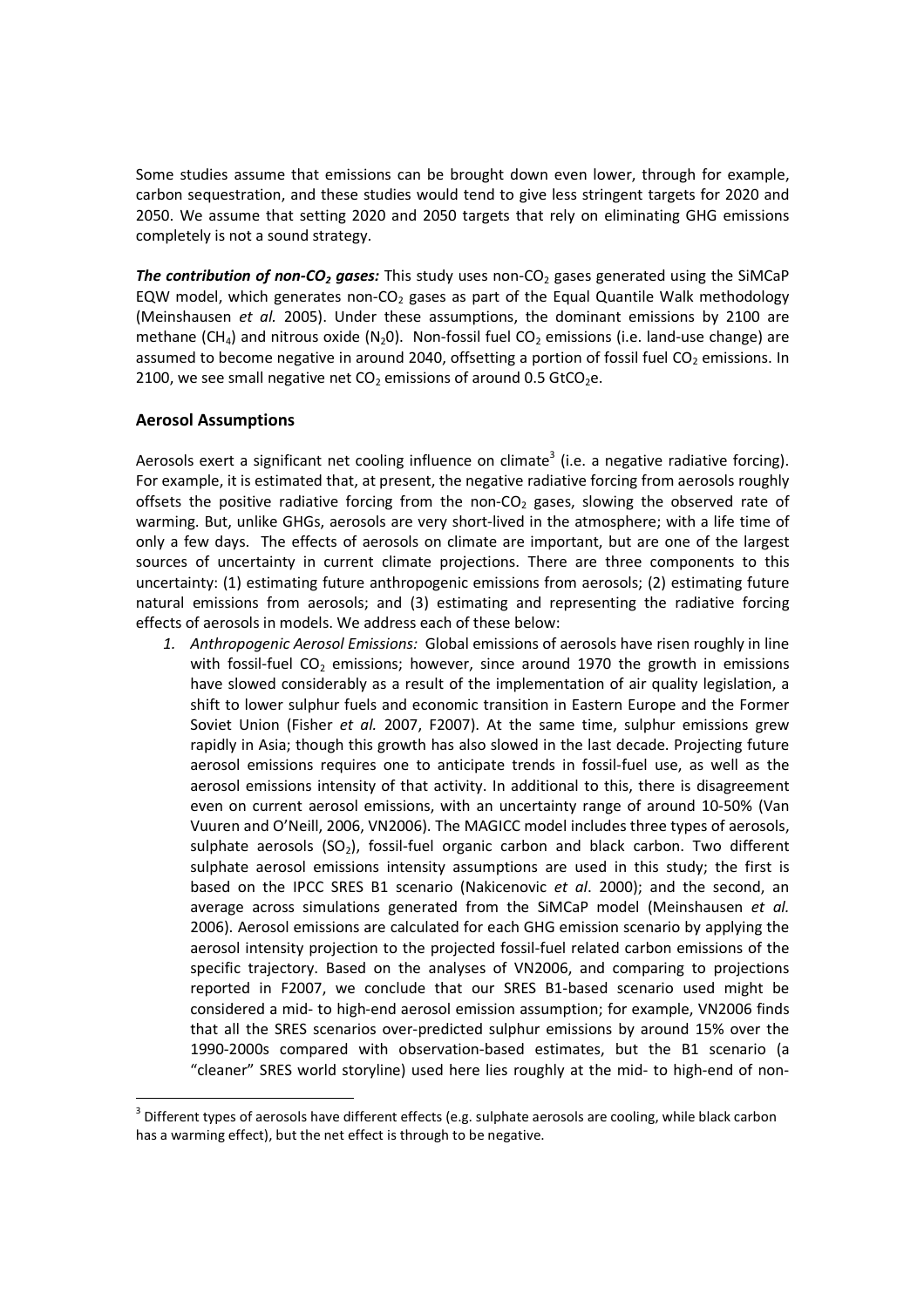Some studies assume that emissions can be brought down even lower, through for example, carbon sequestration, and these studies would tend to give less stringent targets for 2020 and 2050. We assume that setting 2020 and 2050 targets that rely on eliminating GHG emissions completely is not a sound strategy.

***The contribution of non-$CO_2$ gases:*** This study uses non-$CO_2$ gases generated using the SiMCaP EQW model, which generates non-$CO_2$ gases as part of the Equal Quantile Walk methodology (Meinshausen *et al.* 2005). Under these assumptions, the dominant emissions by 2100 are methane ($CH_4$) and nitrous oxide ($N_2O$). Non-fossil fuel $CO_2$ emissions (i.e. land-use change) are assumed to become negative in around 2040, offsetting a portion of fossil fuel $CO_2$ emissions. In 2100, we see small negative net $CO_2$ emissions of around 0.5 $GtCO_2e$.

## Aerosol Assumptions

Aerosols exert a significant net cooling influence on climate[3] (i.e. a negative radiative forcing). For example, it is estimated that, at present, the negative radiative forcing from aerosols roughly offsets the positive radiative forcing from the non-$CO_2$ gases, slowing the observed rate of warming. But, unlike GHGs, aerosols are very short-lived in the atmosphere; with a life time of only a few days. The effects of aerosols on climate are important, but are one of the largest sources of uncertainty in current climate projections. There are three components to this uncertainty: (1) estimating future anthropogenic emissions from aerosols; (2) estimating future natural emissions from aerosols; and (3) estimating and representing the radiative forcing effects of aerosols in models. We address each of these below:

1. *Anthropogenic Aerosol Emissions:* Global emissions of aerosols have risen roughly in line with fossil-fuel $CO_2$ emissions; however, since around 1970 the growth in emissions have slowed considerably as a result of the implementation of air quality legislation, a shift to lower sulphur fuels and economic transition in Eastern Europe and the Former Soviet Union (Fisher *et al.* 2007, F2007). At the same time, sulphur emissions grew rapidly in Asia; though this growth has also slowed in the last decade. Projecting future aerosol emissions requires one to anticipate trends in fossil-fuel use, as well as the aerosol emissions intensity of that activity. In additional to this, there is disagreement even on current aerosol emissions, with an uncertainty range of around 10-50% (Van Vuuren and O'Neill, 2006, VN2006). The MAGICC model includes three types of aerosols, sulphate aerosols ($SO_2$), fossil-fuel organic carbon and black carbon. Two different sulphate aerosol emissions intensity assumptions are used in this study; the first is based on the IPCC SRES B1 scenario (Nakicenovic *et al*. 2000); and the second, an average across simulations generated from the SiMCaP model (Meinshausen *et al.* 2006). Aerosol emissions are calculated for each GHG emission scenario by applying the aerosol intensity projection to the projected fossil-fuel related carbon emissions of the specific trajectory. Based on the analyses of VN2006, and comparing to projections reported in F2007, we conclude that our SRES B1-based scenario used might be considered a mid- to high-end aerosol emission assumption; for example, VN2006 finds that all the SRES scenarios over-predicted sulphur emissions by around 15% over the 1990-2000s compared with observation-based estimates, but the B1 scenario (a "cleaner" SRES world storyline) used here lies roughly at the mid- to high-end of non-

[3] Different types of aerosols have different effects (e.g. sulphate aerosols are cooling, while black carbon has a warming effect), but the net effect is through to be negative.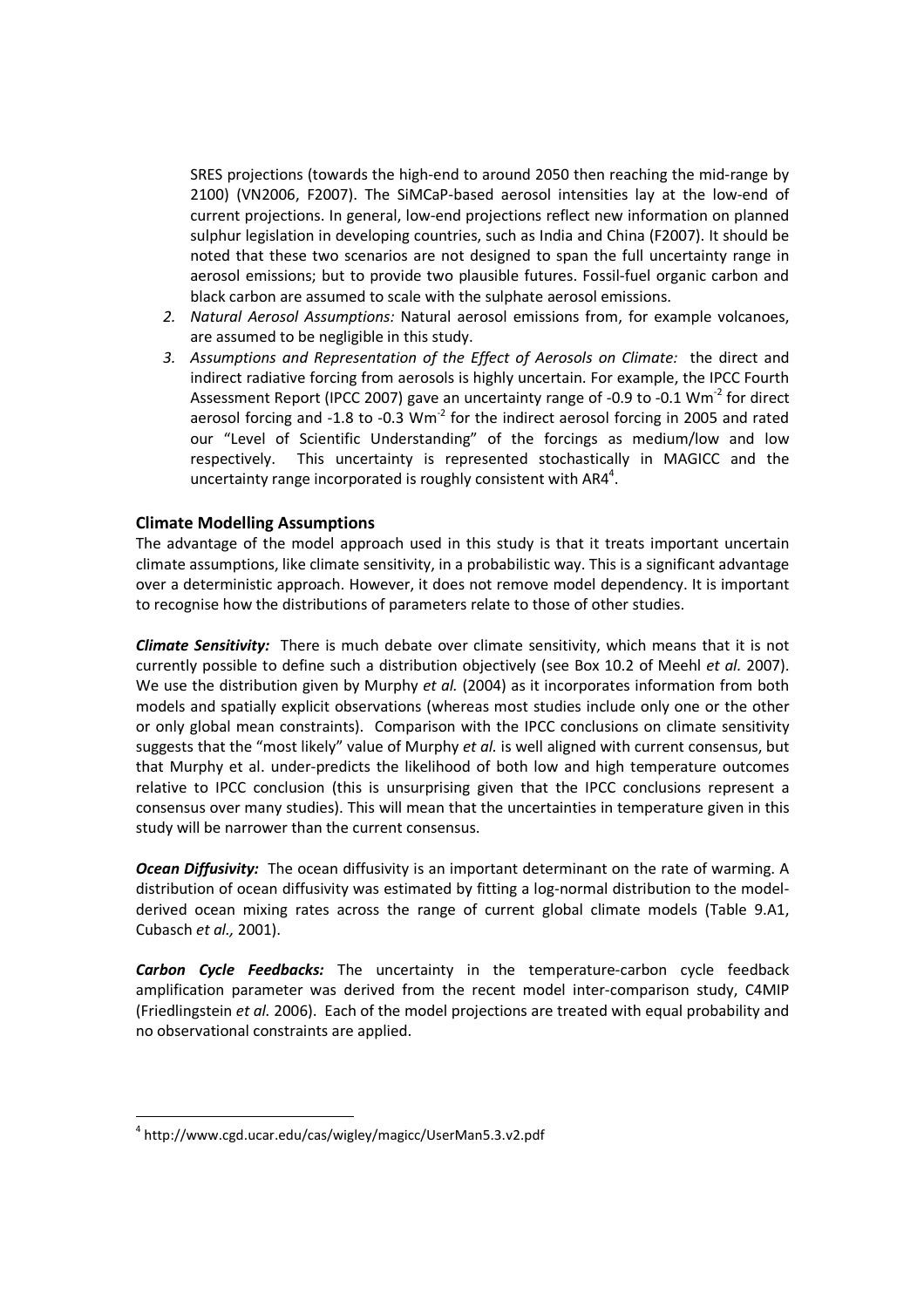SRES projections (towards the high-end to around 2050 then reaching the mid-range by 2100) (VN2006, F2007). The SiMCaP-based aerosol intensities lay at the low-end of current projections. In general, low-end projections reflect new information on planned sulphur legislation in developing countries, such as India and China (F2007). It should be noted that these two scenarios are not designed to span the full uncertainty range in aerosol emissions; but to provide two plausible futures. Fossil-fuel organic carbon and black carbon are assumed to scale with the sulphate aerosol emissions.

2. *Natural Aerosol Assumptions:* Natural aerosol emissions from, for example volcanoes, are assumed to be negligible in this study.
3. *Assumptions and Representation of the Effect of Aerosols on Climate:* the direct and indirect radiative forcing from aerosols is highly uncertain. For example, the IPCC Fourth Assessment Report (IPCC 2007) gave an uncertainty range of -0.9 to -0.1 $Wm^{-2}$ for direct aerosol forcing and -1.8 to -0.3 $Wm^{-2}$ for the indirect aerosol forcing in 2005 and rated our "Level of Scientific Understanding" of the forcings as medium/low and low respectively. This uncertainty is represented stochastically in MAGICC and the uncertainty range incorporated is roughly consistent with AR4[4].

## Climate Modelling Assumptions

The advantage of the model approach used in this study is that it treats important uncertain climate assumptions, like climate sensitivity, in a probabilistic way. This is a significant advantage over a deterministic approach. However, it does not remove model dependency. It is important to recognise how the distributions of parameters relate to those of other studies.

***Climate Sensitivity:*** There is much debate over climate sensitivity, which means that it is not currently possible to define such a distribution objectively (see Box 10.2 of Meehl *et al.* 2007). We use the distribution given by Murphy *et al.* (2004) as it incorporates information from both models and spatially explicit observations (whereas most studies include only one or the other or only global mean constraints). Comparison with the IPCC conclusions on climate sensitivity suggests that the "most likely" value of Murphy *et al.* is well aligned with current consensus, but that Murphy et al. under-predicts the likelihood of both low and high temperature outcomes relative to IPCC conclusion (this is unsurprising given that the IPCC conclusions represent a consensus over many studies). This will mean that the uncertainties in temperature given in this study will be narrower than the current consensus.

***Ocean Diffusivity:*** The ocean diffusivity is an important determinant on the rate of warming. A distribution of ocean diffusivity was estimated by fitting a log-normal distribution to the model-derived ocean mixing rates across the range of current global climate models (Table 9.A1, Cubasch *et al.,* 2001).

***Carbon Cycle Feedbacks:*** The uncertainty in the temperature-carbon cycle feedback amplification parameter was derived from the recent model inter-comparison study, C4MIP (Friedlingstein *et al.* 2006). Each of the model projections are treated with equal probability and no observational constraints are applied.

---

[4] http://www.cgd.ucar.edu/cas/wigley/magicc/UserMan5.3.v2.pdf